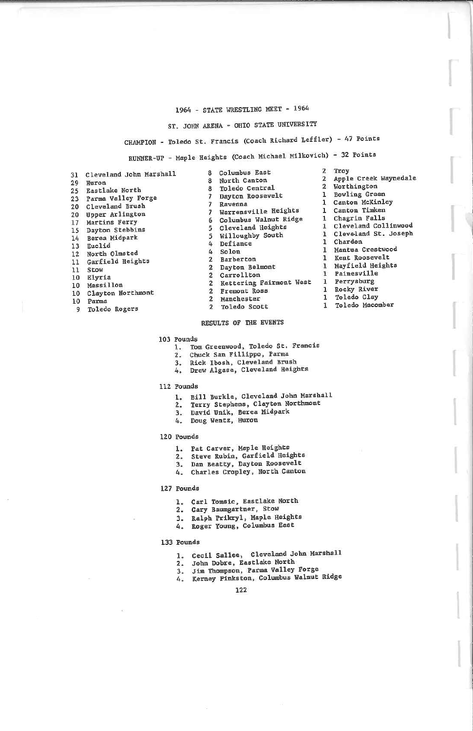# 1964 - STATE WRESTLING MEET - 1964

## ST. JOHN ARENA - OHIO STATE UNIVERSITY

CHAMPION - Toledo St. Francis (Coach Richard Leffler) - 47 Points

RUNNER-UP - Maple Heights (Coach Michael Milkovich) - 32 Points

| Points | School |
|---|---|
| 31 | Cleveland John Marshall |
| 29 | Huron |
| 25 | Eastlake North |
| 23 | Parma Valley Forge |
| 20 | Cleveland Brush |
| 20 | Upper Arlington |
| 17 | Martins Ferry |
| 15 | Dayton Stebbins |
| 14 | Berea Midpark |
| 13 | Euclid |
| 12 | North Olmsted |
| 11 | Garfield Heights |
| 11 | Stow |
| 10 | Elyria |
| 10 | Massillon |
| 10 | Clayton Northmont |
| 10 | Parma |
| 9 | Toledo Rogers |
| 8 | Columbus East |
| 8 | North Canton |
| 8 | Toledo Central |
| 7 | Dayton Roosevelt |
| 7 | Ravenna |
| 7 | Warrensville Heights |
| 6 | Columbus Walnut Ridge |
| 5 | Cleveland Heights |
| 5 | Willoughby South |
| 4 | Defiance |
| 4 | Solon |
| 2 | Barberton |
| 2 | Dayton Belmont |
| 2 | Carrollton |
| 2 | Kettering Fairmont West |
| 2 | Fremont Ross |
| 2 | Manchester |
| 2 | Toledo Scott |
| 2 | Troy |
| 2 | Apple Creek Waynedale |
| 2 | Worthington |
| 1 | Bowling Green |
| 1 | Canton McKinley |
| 1 | Canton Timken |
| 1 | Chagrin Falls |
| 1 | Cleveland Collinwood |
| 1 | Cleveland St. Joseph |
| 1 | Chardon |
| 1 | Mantua Crestwood |
| 1 | Kent Roosevelt |
| 1 | Mayfield Heights |
| 1 | Painesville |
| 1 | Perrysburg |
| 1 | Rocky River |
| 1 | Toledo Clay |
| 1 | Toledo Macomber |

## RESULTS OF THE EVENTS

**103 Pounds**
1. Tom Greenwood, Toledo St. Francis
2. Chuck San Fillippo, Parma
3. Rick Ibosh, Cleveland Brush
4. Drew Algase, Cleveland Heights

**112 Pounds**
1. Bill Burkle, Cleveland John Marshall
2. Terry Stephens, Clayton Northmont
3. David Unik, Berea Midpark
4. Doug Wentz, Huron

**120 Pounds**
1. Pat Carver, Maple Heights
2. Steve Rubin, Garfield Heights
3. Dan Beatty, Dayton Roosevelt
4. Charles Cropley, North Canton

**127 Pounds**
1. Carl Tomsic, Eastlake North
2. Gary Baumgartner, Stow
3. Ralph Prikryl, Maple Heights
4. Roger Young, Columbus East

**133 Pounds**
1. Cecil Sallee, Cleveland John Marshall
2. John Dobre, Eastlake North
3. Jim Thompson, Parma Valley Forge
4. Kerney Pinkston, Columbus Walnut Ridge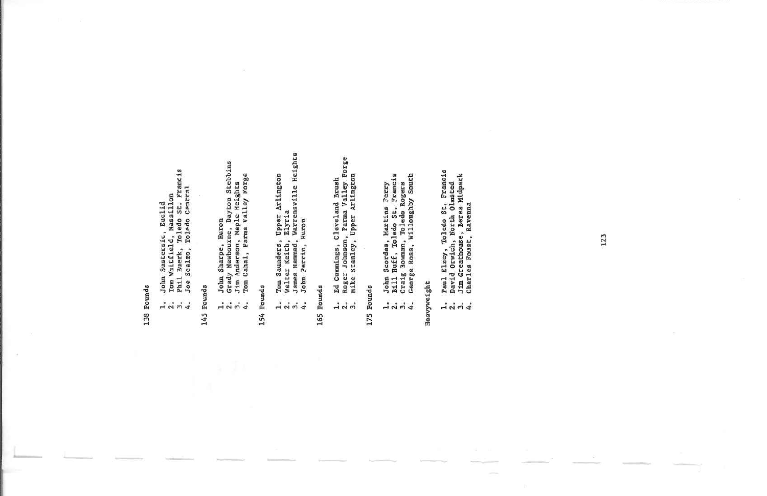138 Pounds

1. John Sustersic, Euclid
2. Tom Whitfield, Massillon
3. Phil Buerk, Toledo St. Francis
4. Joe Scalzo, Toledo Central

145 Pounds

1. John Sharpe, Huron
2. Grady Newbourne, Dayton Stebbins
3. Jim Anderson, Maple Heights
4. Tom Cahal, Parma Valley Forge

154 Pounds

1. Tom Saunders, Upper Arlington
2. Walter Keith, Elyria
3. James Hammad, Warrensville Heights
4. John Perrin, Huron

165 Pounds

1. Ed Cummings, Cleveland Brush
2. Roger Johnson, Parma Valley Forge
3. Mike Stanley, Upper Arlington

175 Pounds

1. John Scordas, Martins Ferry
2. Bill Huff, Toledo St. Francis
3. Craig Bowman, Toledo Rogers
4. George Ross, Willoughby South

Heavyweight

1. Paul Elzey, Toledo St. Francis
2. David Orwich, North Olmsted
3. Jim Greathouse, Berea Midpark
4. Charles Foust, Ravenna